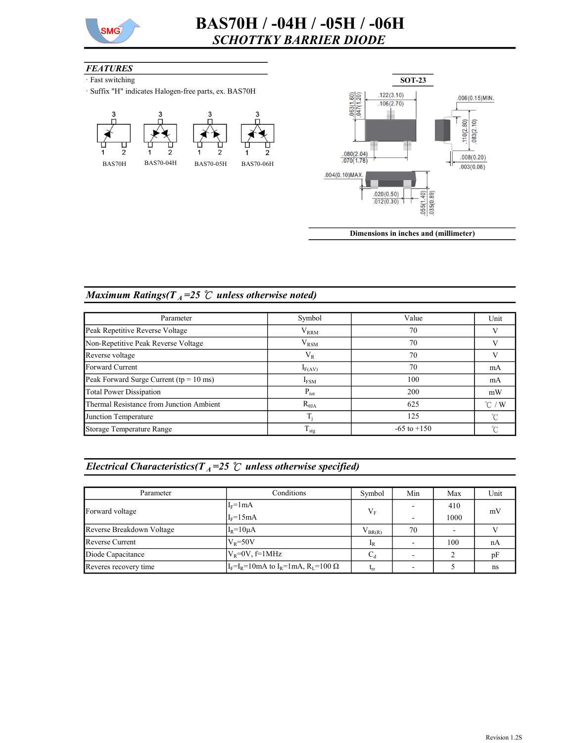# BAS70H / -04H / -05H / -06H

## *SCHOTTKY BARRIER DIODE*

### *FEATURES*

- Fast switching
- Suffix "H" indicates Halogen-free parts, ex. BAS70H

BAS70H    BAS70-04H    BAS70-05H    BAS70-06H

**SOT-23**

**Dimensions in inches and (millimeter)**

### *Maximum Ratings($T_A$=25 ℃ unless otherwise noted)*

| Parameter | Symbol | Value | Unit |
|---|---|---|---|
| Peak Repetitive Reverse Voltage | $V_{RRM}$ | 70 | V |
| Non-Repetitive Peak Reverse Voltage | $V_{RSM}$ | 70 | V |
| Reverse voltage | $V_R$ | 70 | V |
| Forward Current | $I_{F(AV)}$ | 70 | mA |
| Peak Forward Surge Current (tp = 10 ms) | $I_{FSM}$ | 100 | mA |
| Total Power Dissipation | $P_{tot}$ | 200 | mW |
| Thermal Resistance from Junction Ambient | $R_{\theta JA}$ | 625 | ℃ / W |
| Junction Temperature | $T_j$ | 125 | ℃ |
| Storage Temperature Range | $T_{stg}$ | -65 to +150 | ℃ |

### *Electrical Characteristics($T_A$=25 ℃ unless otherwise specified)*

| Parameter | Conditions | Symbol | Min | Max | Unit |
|---|---|---|---|---|---|
| Forward voltage | $I_F$=1mA | $V_F$ | - | 410 | mV |
| | $I_F$=15mA | | - | 1000 | |
| Reverse Breakdown Voltage | $I_R$=10μA | $V_{BR(R)}$ | 70 | - | V |
| Reverse Current | $V_R$=50V | $I_R$ | - | 100 | nA |
| Diode Capacitance | $V_R$=0V, f=1MHz | $C_d$ | - | 2 | pF |
| Reveres recovery time | $I_F$=$I_R$=10mA to $I_R$=1mA, $R_L$=100 Ω | $t_{rr}$ | - | 5 | ns |

Revision 1.2S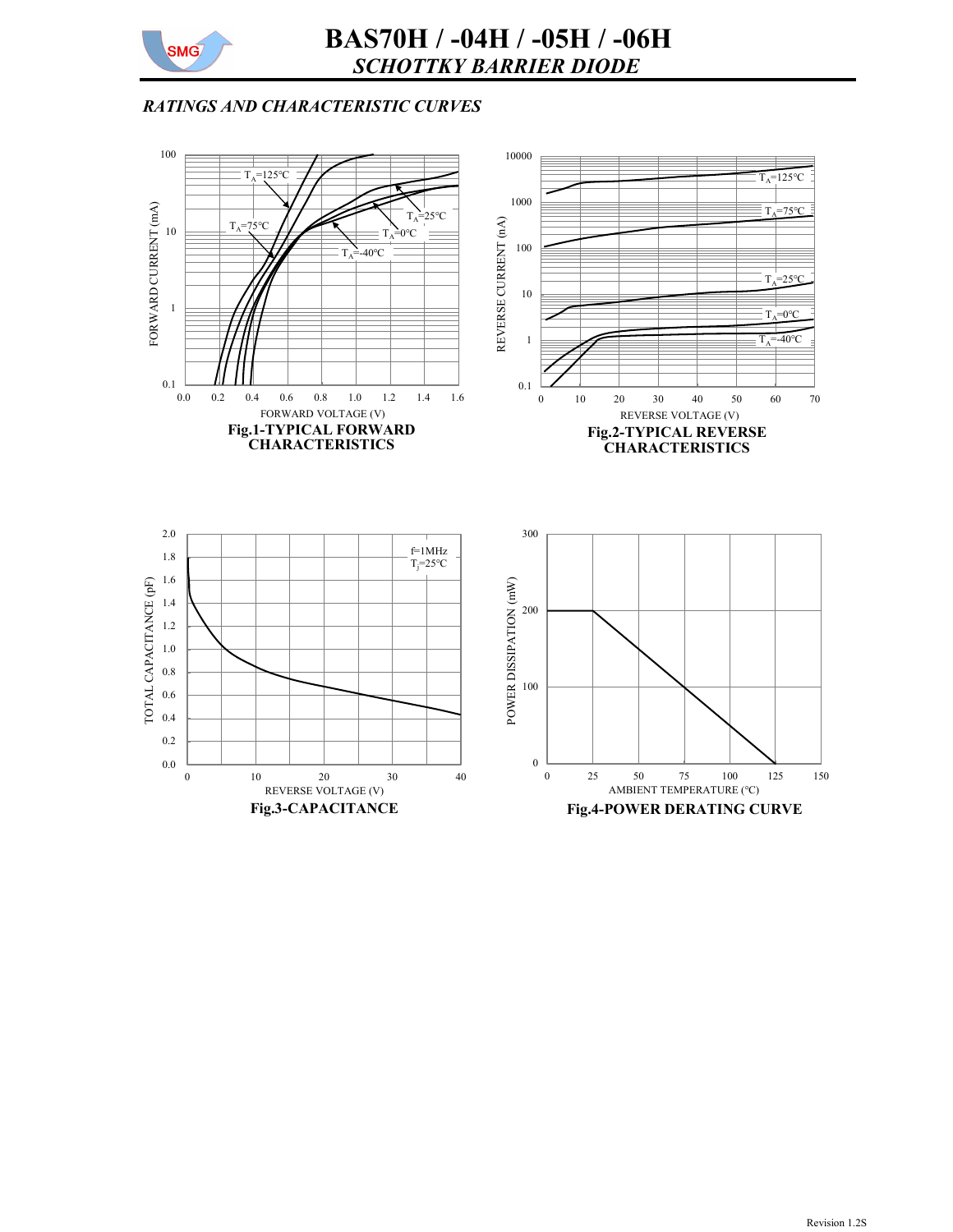# BAS70H / -04H / -05H / -06H

## *SCHOTTKY BARRIER DIODE*

### *RATINGS AND CHARACTERISTIC CURVES*

**Fig.1-TYPICAL FORWARD CHARACTERISTICS**

**Fig.2-TYPICAL REVERSE CHARACTERISTICS**

**Fig.3-CAPACITANCE**

**Fig.4-POWER DERATING CURVE**

Revision 1.2S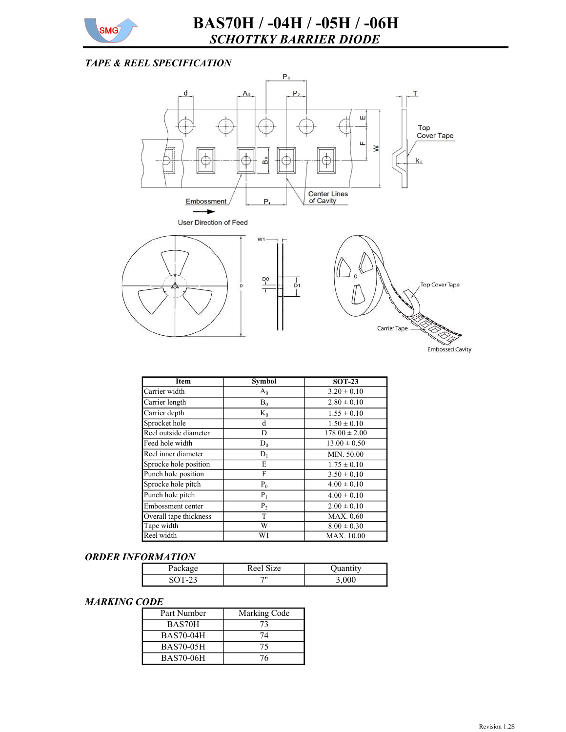# BAS70H / -04H / -05H / -06H

## *SCHOTTKY BARRIER DIODE*

### *TAPE & REEL SPECIFICATION*

| Item | Symbol | SOT-23 |
|---|---|---|
| Carrier width | $A_0$ | 3.20 ± 0.10 |
| Carrier length | $B_0$ | 2.80 ± 0.10 |
| Carrier depth | $K_0$ | 1.55 ± 0.10 |
| Sprocket hole | d | 1.50 ± 0.10 |
| Reel outside diameter | D | 178.00 ± 2.00 |
| Feed hole width | $D_0$ | 13.00 ± 0.50 |
| Reel inner diameter | $D_1$ | MIN. 50.00 |
| Sprocke hole position | E | 1.75 ± 0.10 |
| Punch hole position | F | 3.50 ± 0.10 |
| Sprocke hole pitch | $P_0$ | 4.00 ± 0.10 |
| Punch hole pitch | $P_1$ | 4.00 ± 0.10 |
| Embossment center | $P_2$ | 2.00 ± 0.10 |
| Overall tape thickness | T | MAX. 0.60 |
| Tape width | W | 8.00 ± 0.30 |
| Reel width | W1 | MAX. 10.00 |

### *ORDER INFORMATION*

| Package | Reel Size | Quantity |
|---|---|---|
| SOT-23 | 7" | 3,000 |

### *MARKING CODE*

| Part Number | Marking Code |
|---|---|
| BAS70H | 73 |
| BAS70-04H | 74 |
| BAS70-05H | 75 |
| BAS70-06H | 76 |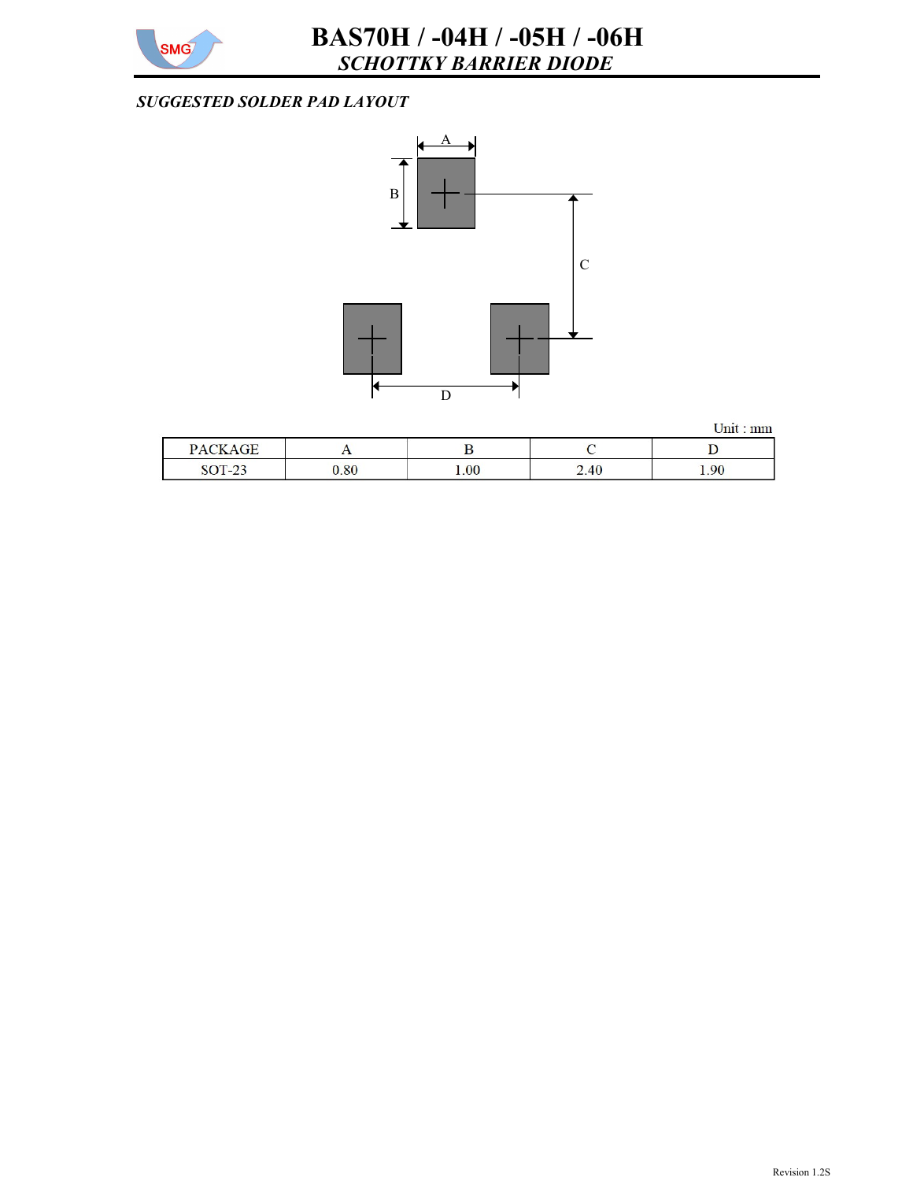## SUGGESTED SOLDER PAD LAYOUT

A

B

C

D

Unit : mm

| PACKAGE | A | B | C | D |
|---|---|---|---|---|
| SOT-23 | 0.80 | 1.00 | 2.40 | 1.90 |